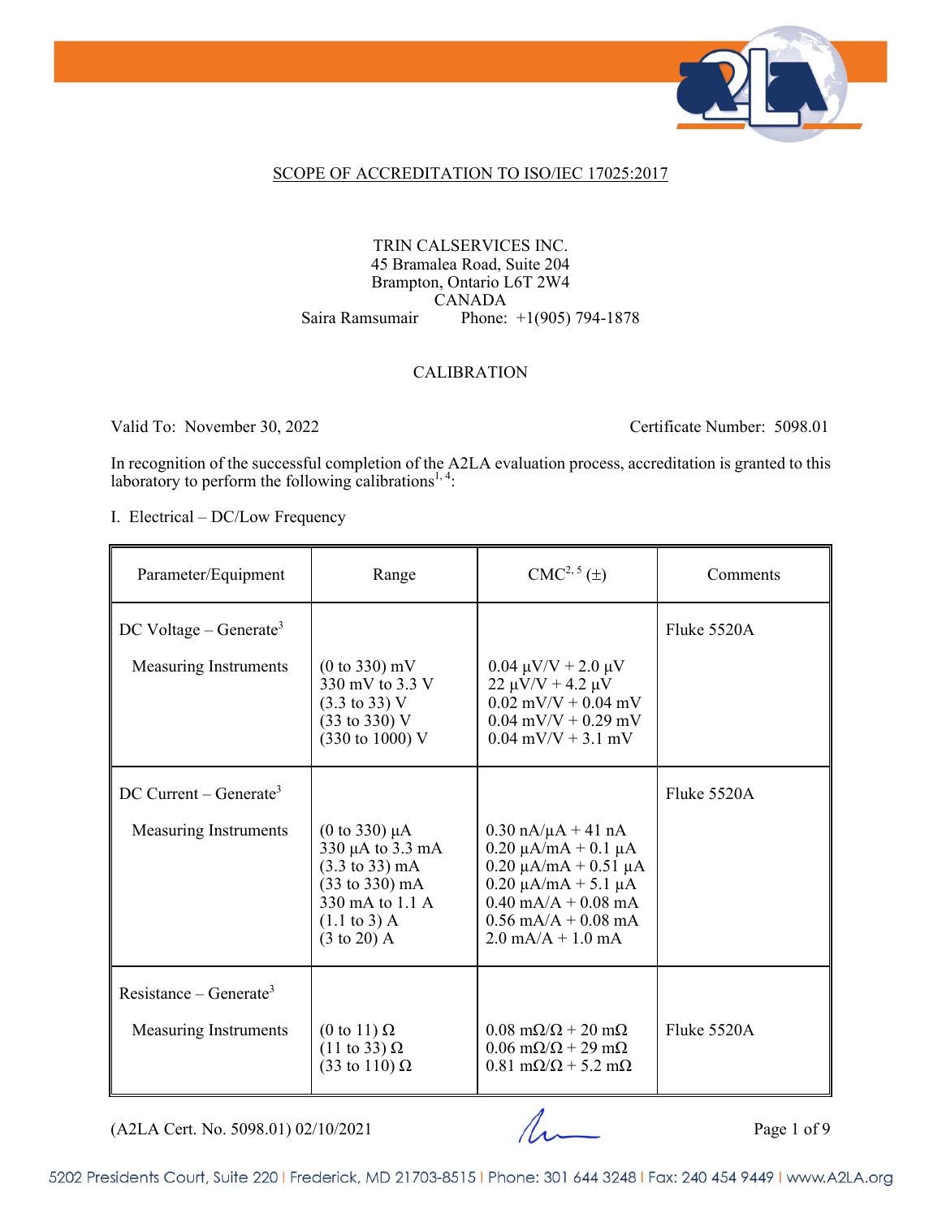## SCOPE OF ACCREDITATION TO ISO/IEC 17025:2017

TRIN CALSERVICES INC.
45 Bramalea Road, Suite 204
Brampton, Ontario L6T 2W4
CANADA
Saira Ramsumair Phone: +1(905) 794-1878

### CALIBRATION

Valid To: November 30, 2022 Certificate Number: 5098.01

In recognition of the successful completion of the A2LA evaluation process, accreditation is granted to this laboratory to perform the following calibrations[1, 4]:

I. Electrical – DC/Low Frequency

| Parameter/Equipment | Range | CMC[2, 5] (±) | Comments |
|---|---|---|---|
| DC Voltage – Generate[3] | | | Fluke 5520A |
| Measuring Instruments | (0 to 330) mV<br>330 mV to 3.3 V<br>(3.3 to 33) V<br>(33 to 330) V<br>(330 to 1000) V | 0.04 µV/V + 2.0 µV<br>22 µV/V + 4.2 µV<br>0.02 mV/V + 0.04 mV<br>0.04 mV/V + 0.29 mV<br>0.04 mV/V + 3.1 mV | |
| DC Current – Generate[3] | | | Fluke 5520A |
| Measuring Instruments | (0 to 330) µA<br>330 µA to 3.3 mA<br>(3.3 to 33) mA<br>(33 to 330) mA<br>330 mA to 1.1 A<br>(1.1 to 3) A<br>(3 to 20) A | 0.30 nA/µA + 41 nA<br>0.20 µA/mA + 0.1 µA<br>0.20 µA/mA + 0.51 µA<br>0.20 µA/mA + 5.1 µA<br>0.40 mA/A + 0.08 mA<br>0.56 mA/A + 0.08 mA<br>2.0 mA/A + 1.0 mA | |
| Resistance – Generate[3] | | | |
| Measuring Instruments | (0 to 11) Ω<br>(11 to 33) Ω<br>(33 to 110) Ω | 0.08 mΩ/Ω + 20 mΩ<br>0.06 mΩ/Ω + 29 mΩ<br>0.81 mΩ/Ω + 5.2 mΩ | Fluke 5520A |

(A2LA Cert. No. 5098.01) 02/10/2021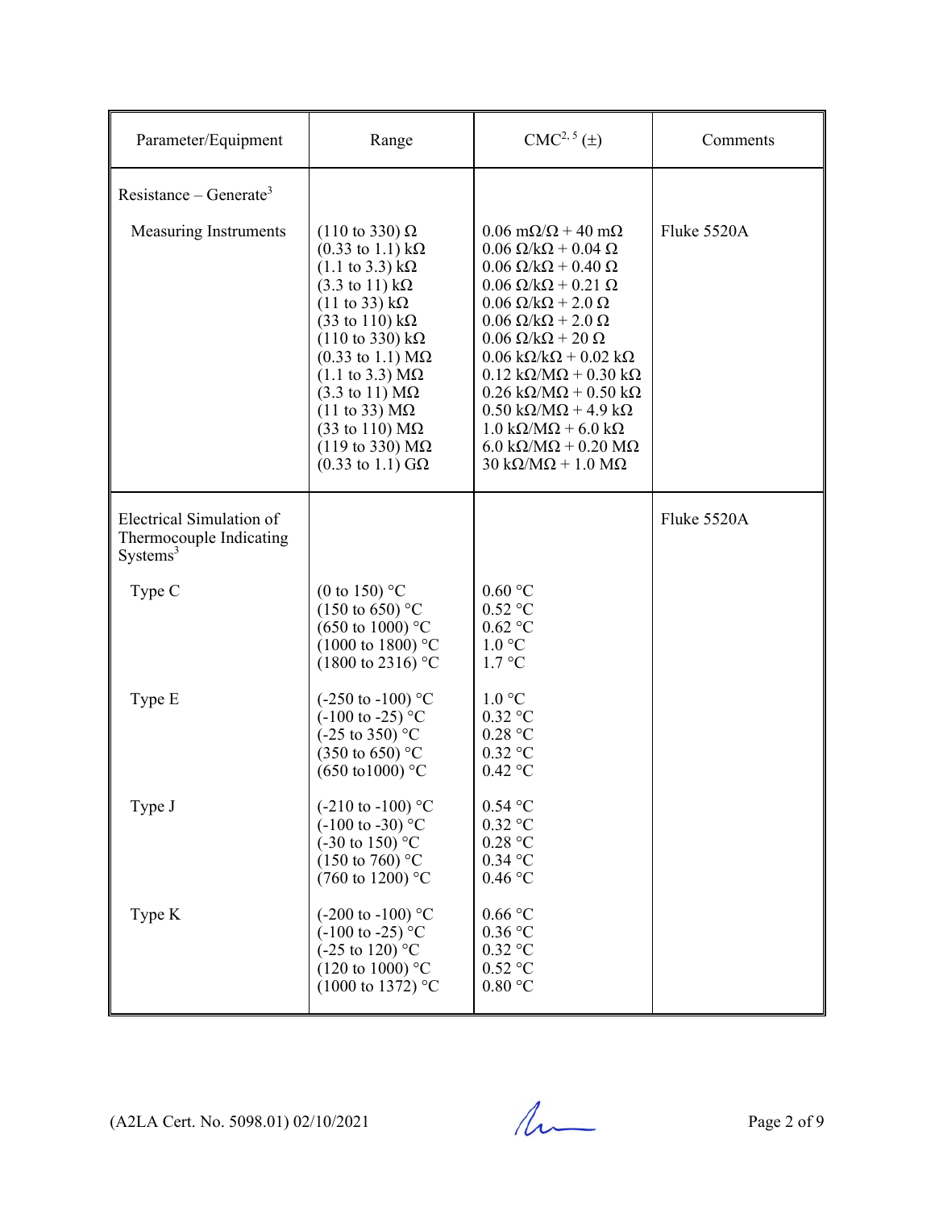| Parameter/Equipment | Range | CMC[2, 5] (±) | Comments |
|---|---|---|---|
| Resistance – Generate[3] | | | |
| Measuring Instruments | (110 to 330) Ω<br>(0.33 to 1.1) kΩ<br>(1.1 to 3.3) kΩ<br>(3.3 to 11) kΩ<br>(11 to 33) kΩ<br>(33 to 110) kΩ<br>(110 to 330) kΩ<br>(0.33 to 1.1) MΩ<br>(1.1 to 3.3) MΩ<br>(3.3 to 11) MΩ<br>(11 to 33) MΩ<br>(33 to 110) MΩ<br>(119 to 330) MΩ<br>(0.33 to 1.1) GΩ | 0.06 mΩ/Ω + 40 mΩ<br>0.06 Ω/kΩ + 0.04 Ω<br>0.06 Ω/kΩ + 0.40 Ω<br>0.06 Ω/kΩ + 0.21 Ω<br>0.06 Ω/kΩ + 2.0 Ω<br>0.06 Ω/kΩ + 2.0 Ω<br>0.06 Ω/kΩ + 20 Ω<br>0.06 kΩ/kΩ + 0.02 kΩ<br>0.12 kΩ/MΩ + 0.30 kΩ<br>0.26 kΩ/MΩ + 0.50 kΩ<br>0.50 kΩ/MΩ + 4.9 kΩ<br>1.0 kΩ/MΩ + 6.0 kΩ<br>6.0 kΩ/MΩ + 0.20 MΩ<br>30 kΩ/MΩ + 1.0 MΩ | Fluke 5520A |
| Electrical Simulation of Thermocouple Indicating Systems[3] | | | Fluke 5520A |
| Type C | (0 to 150) °C<br>(150 to 650) °C<br>(650 to 1000) °C<br>(1000 to 1800) °C<br>(1800 to 2316) °C | 0.60 °C<br>0.52 °C<br>0.62 °C<br>1.0 °C<br>1.7 °C | |
| Type E | (-250 to -100) °C<br>(-100 to -25) °C<br>(-25 to 350) °C<br>(350 to 650) °C<br>(650 to1000) °C | 1.0 °C<br>0.32 °C<br>0.28 °C<br>0.32 °C<br>0.42 °C | |
| Type J | (-210 to -100) °C<br>(-100 to -30) °C<br>(-30 to 150) °C<br>(150 to 760) °C<br>(760 to 1200) °C | 0.54 °C<br>0.32 °C<br>0.28 °C<br>0.34 °C<br>0.46 °C | |
| Type K | (-200 to -100) °C<br>(-100 to -25) °C<br>(-25 to 120) °C<br>(120 to 1000) °C<br>(1000 to 1372) °C | 0.66 °C<br>0.36 °C<br>0.32 °C<br>0.52 °C<br>0.80 °C | |

(A2LA Cert. No. 5098.01) 02/10/2021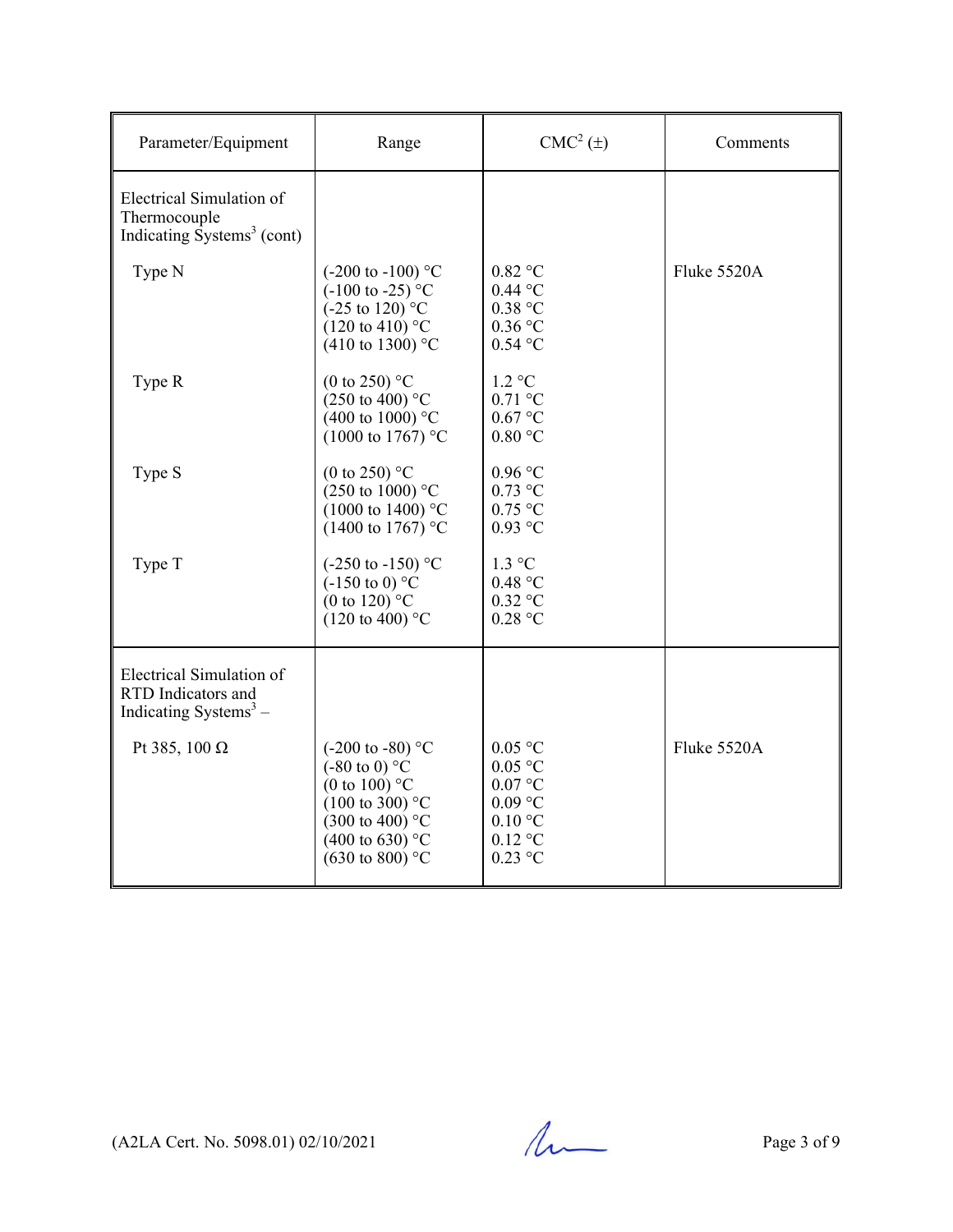| Parameter/Equipment | Range | CMC[2] (±) | Comments |
|---|---|---|---|
| Electrical Simulation of Thermocouple Indicating Systems[3] (cont) | | | |
| Type N | (-200 to -100) °C<br>(-100 to -25) °C<br>(-25 to 120) °C<br>(120 to 410) °C<br>(410 to 1300) °C | 0.82 °C<br>0.44 °C<br>0.38 °C<br>0.36 °C<br>0.54 °C | Fluke 5520A |
| Type R | (0 to 250) °C<br>(250 to 400) °C<br>(400 to 1000) °C<br>(1000 to 1767) °C | 1.2 °C<br>0.71 °C<br>0.67 °C<br>0.80 °C | |
| Type S | (0 to 250) °C<br>(250 to 1000) °C<br>(1000 to 1400) °C<br>(1400 to 1767) °C | 0.96 °C<br>0.73 °C<br>0.75 °C<br>0.93 °C | |
| Type T | (-250 to -150) °C<br>(-150 to 0) °C<br>(0 to 120) °C<br>(120 to 400) °C | 1.3 °C<br>0.48 °C<br>0.32 °C<br>0.28 °C | |
| Electrical Simulation of RTD Indicators and Indicating Systems[3] – | | | |
| Pt 385, 100 Ω | (-200 to -80) °C<br>(-80 to 0) °C<br>(0 to 100) °C<br>(100 to 300) °C<br>(300 to 400) °C<br>(400 to 630) °C<br>(630 to 800) °C | 0.05 °C<br>0.05 °C<br>0.07 °C<br>0.09 °C<br>0.10 °C<br>0.12 °C<br>0.23 °C | Fluke 5520A |

(A2LA Cert. No. 5098.01) 02/10/2021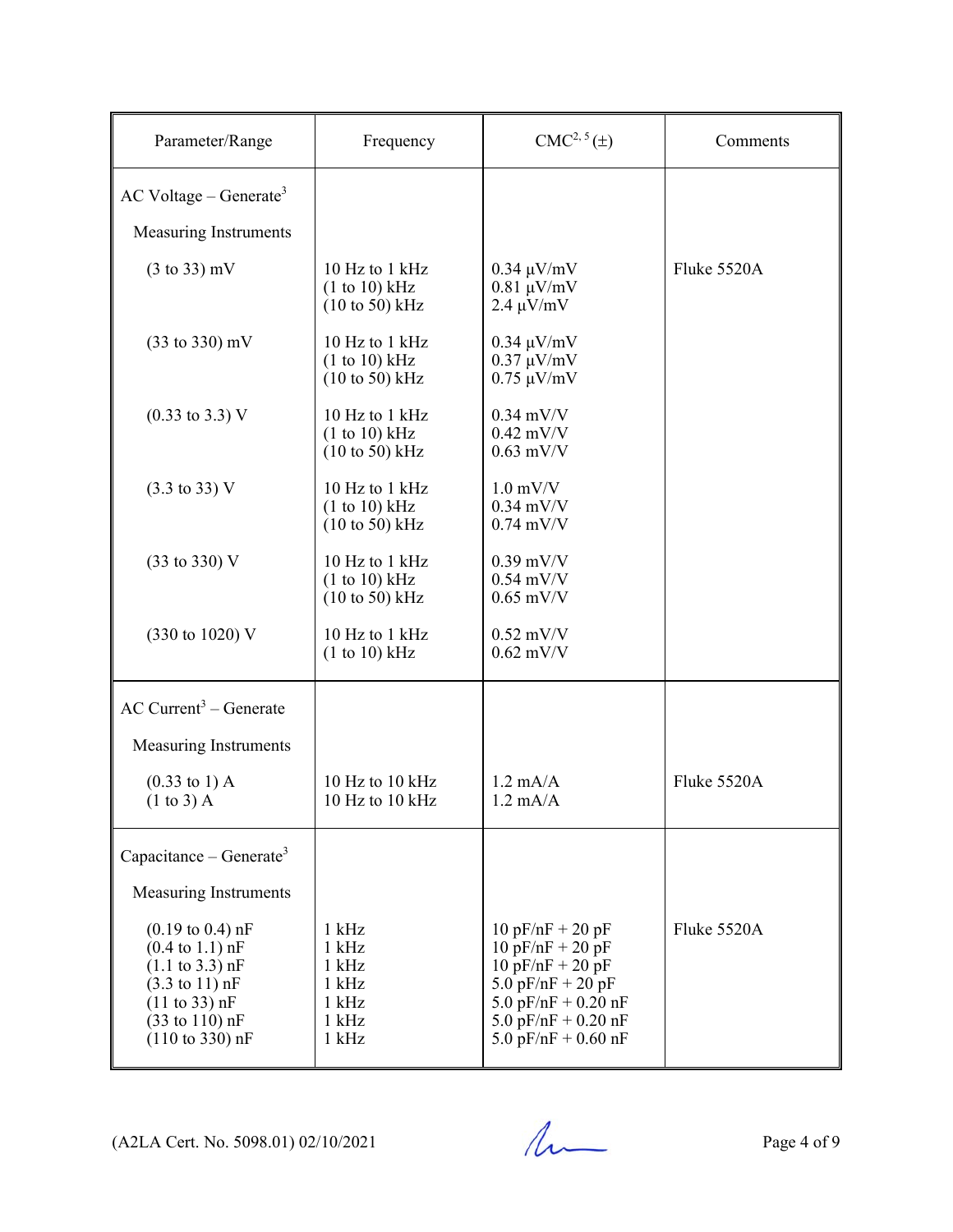| Parameter/Range | Frequency | CMC[2, 5] (±) | Comments |
|---|---|---|---|
| AC Voltage – Generate[3] | | | |
| Measuring Instruments | | | |
| (3 to 33) mV | 10 Hz to 1 kHz<br>(1 to 10) kHz<br>(10 to 50) kHz | 0.34 µV/mV<br>0.81 µV/mV<br>2.4 µV/mV | Fluke 5520A |
| (33 to 330) mV | 10 Hz to 1 kHz<br>(1 to 10) kHz<br>(10 to 50) kHz | 0.34 µV/mV<br>0.37 µV/mV<br>0.75 µV/mV | |
| (0.33 to 3.3) V | 10 Hz to 1 kHz<br>(1 to 10) kHz<br>(10 to 50) kHz | 0.34 mV/V<br>0.42 mV/V<br>0.63 mV/V | |
| (3.3 to 33) V | 10 Hz to 1 kHz<br>(1 to 10) kHz<br>(10 to 50) kHz | 1.0 mV/V<br>0.34 mV/V<br>0.74 mV/V | |
| (33 to 330) V | 10 Hz to 1 kHz<br>(1 to 10) kHz<br>(10 to 50) kHz | 0.39 mV/V<br>0.54 mV/V<br>0.65 mV/V | |
| (330 to 1020) V | 10 Hz to 1 kHz<br>(1 to 10) kHz | 0.52 mV/V<br>0.62 mV/V | |
| AC Current[3] – Generate | | | |
| Measuring Instruments | | | |
| (0.33 to 1) A<br>(1 to 3) A | 10 Hz to 10 kHz<br>10 Hz to 10 kHz | 1.2 mA/A<br>1.2 mA/A | Fluke 5520A |
| Capacitance – Generate[3] | | | |
| Measuring Instruments | | | |
| (0.19 to 0.4) nF<br>(0.4 to 1.1) nF<br>(1.1 to 3.3) nF<br>(3.3 to 11) nF<br>(11 to 33) nF<br>(33 to 110) nF<br>(110 to 330) nF | 1 kHz<br>1 kHz<br>1 kHz<br>1 kHz<br>1 kHz<br>1 kHz<br>1 kHz | 10 pF/nF + 20 pF<br>10 pF/nF + 20 pF<br>10 pF/nF + 20 pF<br>5.0 pF/nF + 20 pF<br>5.0 pF/nF + 0.20 nF<br>5.0 pF/nF + 0.20 nF<br>5.0 pF/nF + 0.60 nF | Fluke 5520A |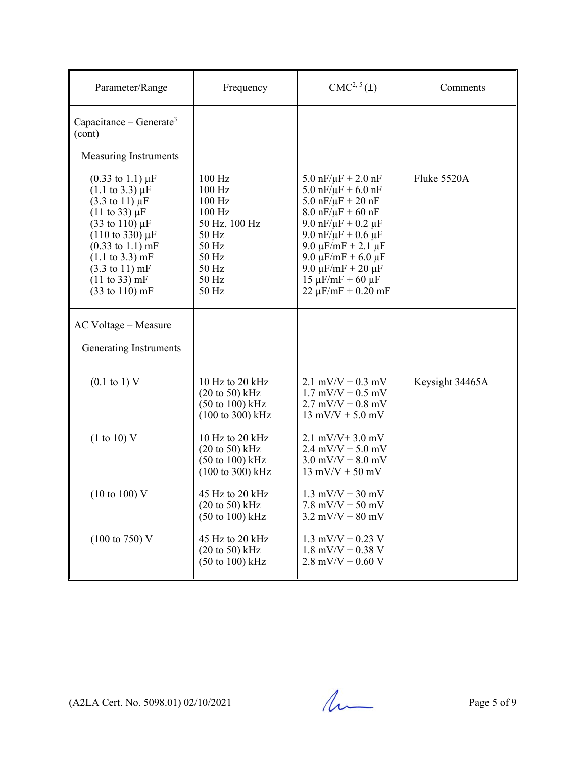| Parameter/Range | Frequency | CMC[2, 5] (±) | Comments |
|---|---|---|---|
| Capacitance – Generate[3] (cont) | | | |
| Measuring Instruments | | | |
| (0.33 to 1.1) µF | 100 Hz | 5.0 nF/µF + 2.0 nF | Fluke 5520A |
| (1.1 to 3.3) µF | 100 Hz | 5.0 nF/µF + 6.0 nF | |
| (3.3 to 11) µF | 100 Hz | 5.0 nF/µF + 20 nF | |
| (11 to 33) µF | 100 Hz | 8.0 nF/µF + 60 nF | |
| (33 to 110) µF | 50 Hz, 100 Hz | 9.0 nF/µF + 0.2 µF | |
| (110 to 330) µF | 50 Hz | 9.0 nF/µF + 0.6 µF | |
| (0.33 to 1.1) mF | 50 Hz | 9.0 µF/mF + 2.1 µF | |
| (1.1 to 3.3) mF | 50 Hz | 9.0 µF/mF + 6.0 µF | |
| (3.3 to 11) mF | 50 Hz | 9.0 µF/mF + 20 µF | |
| (11 to 33) mF | 50 Hz | 15 µF/mF + 60 µF | |
| (33 to 110) mF | 50 Hz | 22 µF/mF + 0.20 mF | |
| AC Voltage – Measure | | | |
| Generating Instruments | | | |
| (0.1 to 1) V | 10 Hz to 20 kHz | 2.1 mV/V + 0.3 mV | Keysight 34465A |
| | (20 to 50) kHz | 1.7 mV/V + 0.5 mV | |
| | (50 to 100) kHz | 2.7 mV/V + 0.8 mV | |
| | (100 to 300) kHz | 13 mV/V + 5.0 mV | |
| (1 to 10) V | 10 Hz to 20 kHz | 2.1 mV/V+ 3.0 mV | |
| | (20 to 50) kHz | 2.4 mV/V + 5.0 mV | |
| | (50 to 100) kHz | 3.0 mV/V + 8.0 mV | |
| | (100 to 300) kHz | 13 mV/V + 50 mV | |
| (10 to 100) V | 45 Hz to 20 kHz | 1.3 mV/V + 30 mV | |
| | (20 to 50) kHz | 7.8 mV/V + 50 mV | |
| | (50 to 100) kHz | 3.2 mV/V + 80 mV | |
| (100 to 750) V | 45 Hz to 20 kHz | 1.3 mV/V + 0.23 V | |
| | (20 to 50) kHz | 1.8 mV/V + 0.38 V | |
| | (50 to 100) kHz | 2.8 mV/V + 0.60 V | |

(A2LA Cert. No. 5098.01) 02/10/2021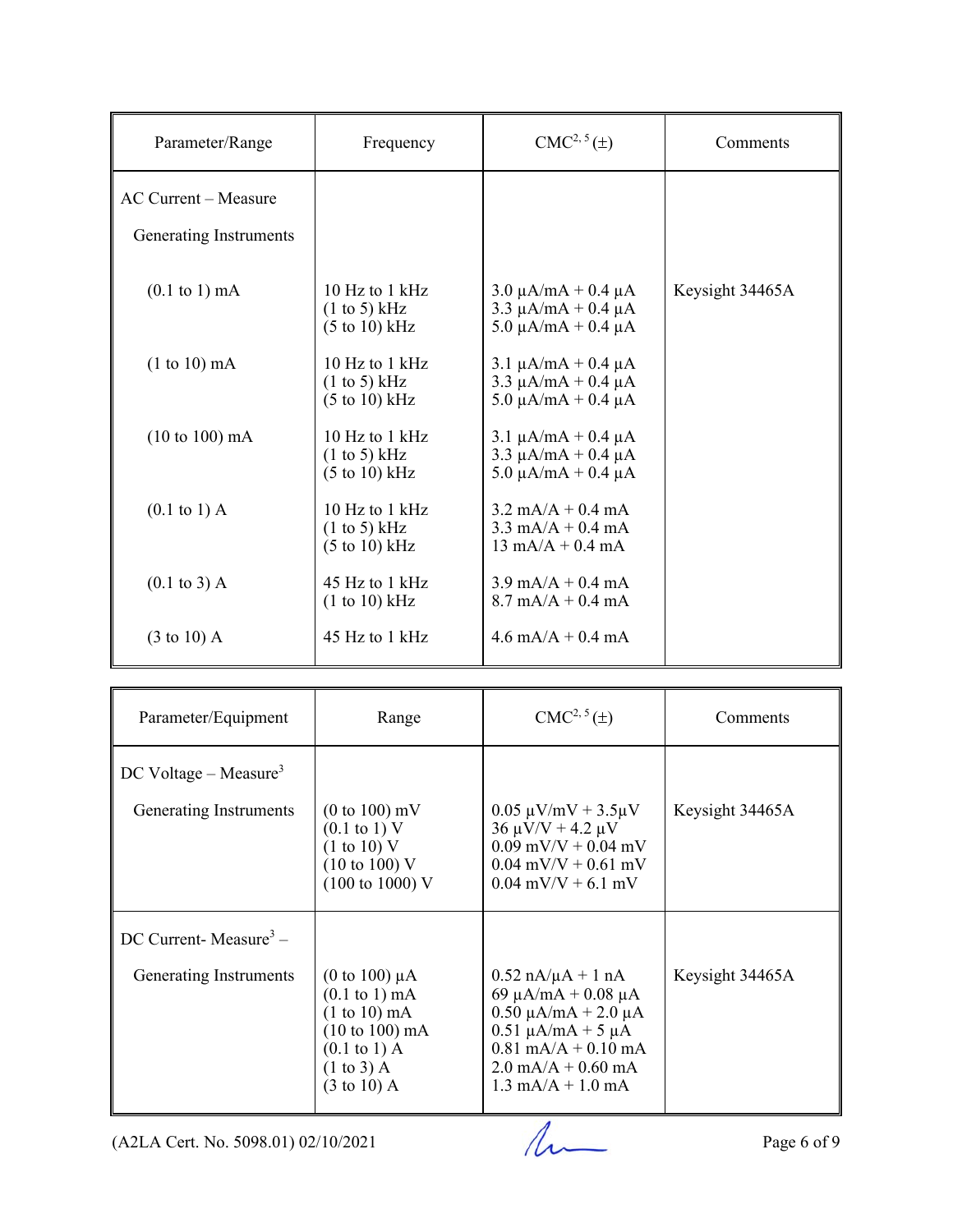| Parameter/Range | Frequency | CMC[2, 5] (±) | Comments |
|---|---|---|---|
| AC Current – Measure | | | |
| Generating Instruments | | | |
| (0.1 to 1) mA | 10 Hz to 1 kHz<br>(1 to 5) kHz<br>(5 to 10) kHz | 3.0 µA/mA + 0.4 µA<br>3.3 µA/mA + 0.4 µA<br>5.0 µA/mA + 0.4 µA | Keysight 34465A |
| (1 to 10) mA | 10 Hz to 1 kHz<br>(1 to 5) kHz<br>(5 to 10) kHz | 3.1 µA/mA + 0.4 µA<br>3.3 µA/mA + 0.4 µA<br>5.0 µA/mA + 0.4 µA | |
| (10 to 100) mA | 10 Hz to 1 kHz<br>(1 to 5) kHz<br>(5 to 10) kHz | 3.1 µA/mA + 0.4 µA<br>3.3 µA/mA + 0.4 µA<br>5.0 µA/mA + 0.4 µA | |
| (0.1 to 1) A | 10 Hz to 1 kHz<br>(1 to 5) kHz<br>(5 to 10) kHz | 3.2 mA/A + 0.4 mA<br>3.3 mA/A + 0.4 mA<br>13 mA/A + 0.4 mA | |
| (0.1 to 3) A | 45 Hz to 1 kHz<br>(1 to 10) kHz | 3.9 mA/A + 0.4 mA<br>8.7 mA/A + 0.4 mA | |
| (3 to 10) A | 45 Hz to 1 kHz | 4.6 mA/A + 0.4 mA | |

| Parameter/Equipment | Range | CMC[2, 5] (±) | Comments |
|---|---|---|---|
| DC Voltage – Measure[3] | | | |
| Generating Instruments | (0 to 100) mV<br>(0.1 to 1) V<br>(1 to 10) V<br>(10 to 100) V<br>(100 to 1000) V | 0.05 µV/mV + 3.5µV<br>36 µV/V + 4.2 µV<br>0.09 mV/V + 0.04 mV<br>0.04 mV/V + 0.61 mV<br>0.04 mV/V + 6.1 mV | Keysight 34465A |
| DC Current- Measure[3] – | | | |
| Generating Instruments | (0 to 100) µA<br>(0.1 to 1) mA<br>(1 to 10) mA<br>(10 to 100) mA<br>(0.1 to 1) A<br>(1 to 3) A<br>(3 to 10) A | 0.52 nA/µA + 1 nA<br>69 µA/mA + 0.08 µA<br>0.50 µA/mA + 2.0 µA<br>0.51 µA/mA + 5 µA<br>0.81 mA/A + 0.10 mA<br>2.0 mA/A + 0.60 mA<br>1.3 mA/A + 1.0 mA | Keysight 34465A |

(A2LA Cert. No. 5098.01) 02/10/2021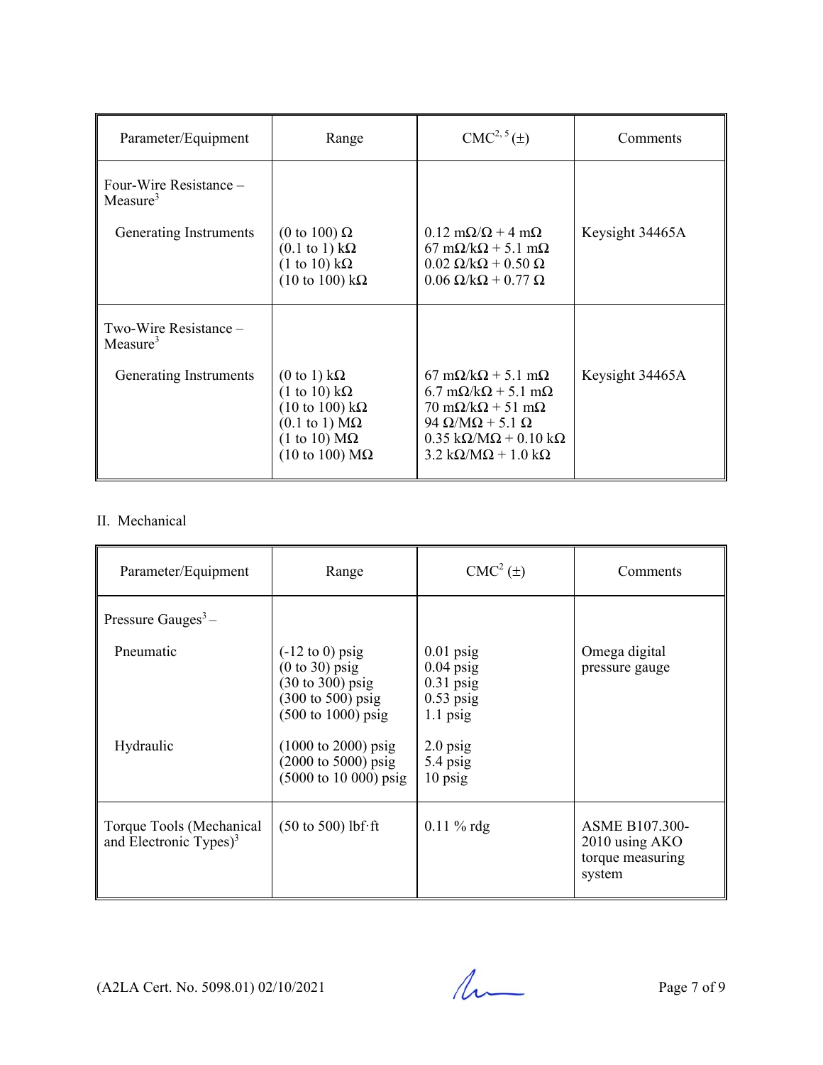| Parameter/Equipment | Range | CMC[2, 5] (±) | Comments |
|---|---|---|---|
| Four-Wire Resistance – Measure[3] | | | |
| Generating Instruments | (0 to 100) Ω<br>(0.1 to 1) kΩ<br>(1 to 10) kΩ<br>(10 to 100) kΩ | 0.12 mΩ/Ω + 4 mΩ<br>67 mΩ/kΩ + 5.1 mΩ<br>0.02 Ω/kΩ + 0.50 Ω<br>0.06 Ω/kΩ + 0.77 Ω | Keysight 34465A |
| Two-Wire Resistance – Measure[3] | | | |
| Generating Instruments | (0 to 1) kΩ<br>(1 to 10) kΩ<br>(10 to 100) kΩ<br>(0.1 to 1) MΩ<br>(1 to 10) MΩ<br>(10 to 100) MΩ | 67 mΩ/kΩ + 5.1 mΩ<br>6.7 mΩ/kΩ + 5.1 mΩ<br>70 mΩ/kΩ + 51 mΩ<br>94 Ω/MΩ + 5.1 Ω<br>0.35 kΩ/MΩ + 0.10 kΩ<br>3.2 kΩ/MΩ + 1.0 kΩ | Keysight 34465A |

II. Mechanical

| Parameter/Equipment | Range | CMC[2] (±) | Comments |
|---|---|---|---|
| Pressure Gauges[3] – | | | |
| Pneumatic | (-12 to 0) psig<br>(0 to 30) psig<br>(30 to 300) psig<br>(300 to 500) psig<br>(500 to 1000) psig | 0.01 psig<br>0.04 psig<br>0.31 psig<br>0.53 psig<br>1.1 psig | Omega digital pressure gauge |
| Hydraulic | (1000 to 2000) psig<br>(2000 to 5000) psig<br>(5000 to 10 000) psig | 2.0 psig<br>5.4 psig<br>10 psig | |
| Torque Tools (Mechanical and Electronic Types)[3] | (50 to 500) lbf·ft | 0.11 % rdg | ASME B107.300-2010 using AKO torque measuring system |

(A2LA Cert. No. 5098.01) 02/10/2021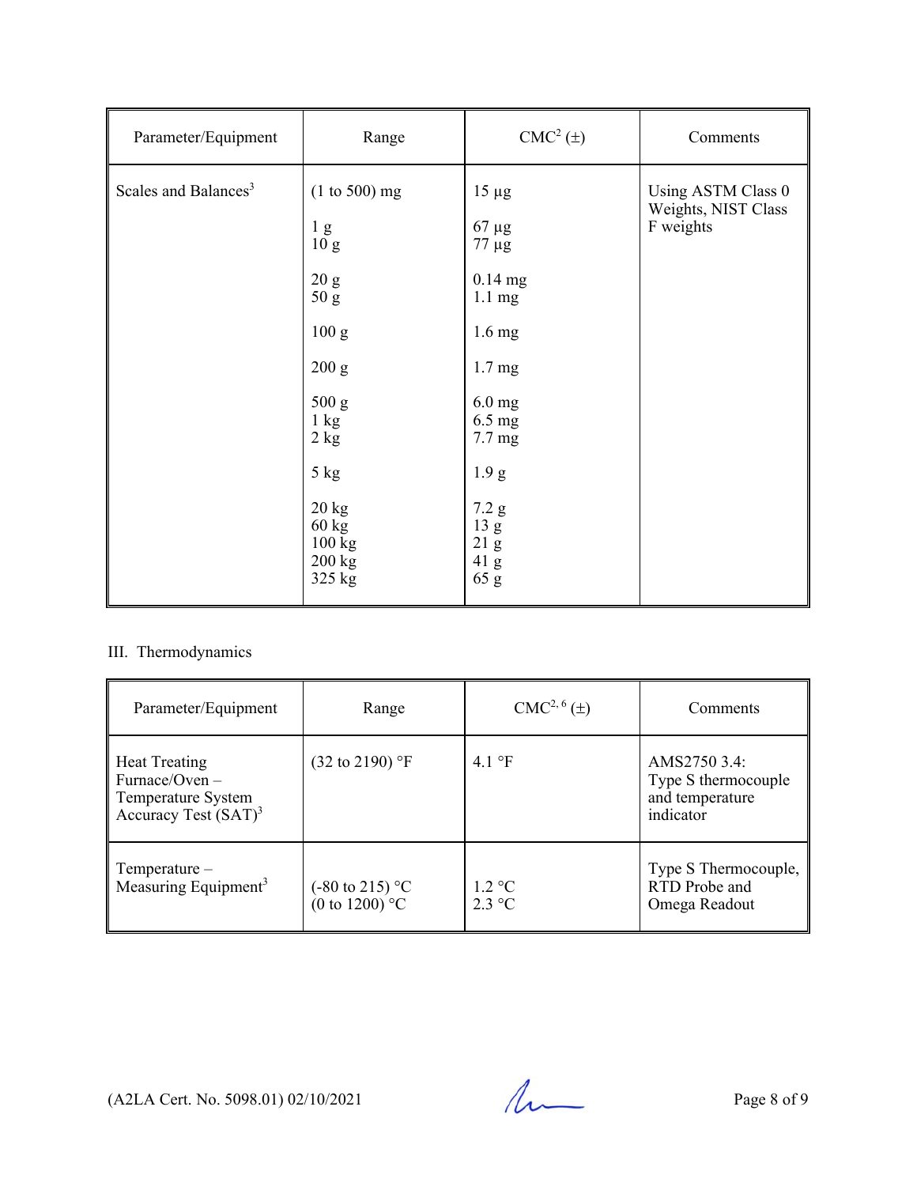| Parameter/Equipment | Range | CMC[2] (±) | Comments |
|---|---|---|---|
| Scales and Balances[3] | (1 to 500) mg<br><br>1 g<br>10 g<br><br>20 g<br>50 g<br><br>100 g<br><br>200 g<br><br>500 g<br>1 kg<br>2 kg<br><br>5 kg<br><br>20 kg<br>60 kg<br>100 kg<br>200 kg<br>325 kg | 15 µg<br><br>67 µg<br>77 µg<br><br>0.14 mg<br>1.1 mg<br><br>1.6 mg<br><br>1.7 mg<br><br>6.0 mg<br>6.5 mg<br>7.7 mg<br><br>1.9 g<br><br>7.2 g<br>13 g<br>21 g<br>41 g<br>65 g | Using ASTM Class 0 Weights, NIST Class F weights |

III. Thermodynamics

| Parameter/Equipment | Range | CMC[2, 6] (±) | Comments |
|---|---|---|---|
| Heat Treating Furnace/Oven – Temperature System Accuracy Test (SAT)[3] | (32 to 2190) °F | 4.1 °F | AMS2750 3.4: Type S thermocouple and temperature indicator |
| Temperature – Measuring Equipment[3] | (-80 to 215) °C<br>(0 to 1200) °C | 1.2 °C<br>2.3 °C | Type S Thermocouple, RTD Probe and Omega Readout |

(A2LA Cert. No. 5098.01) 02/10/2021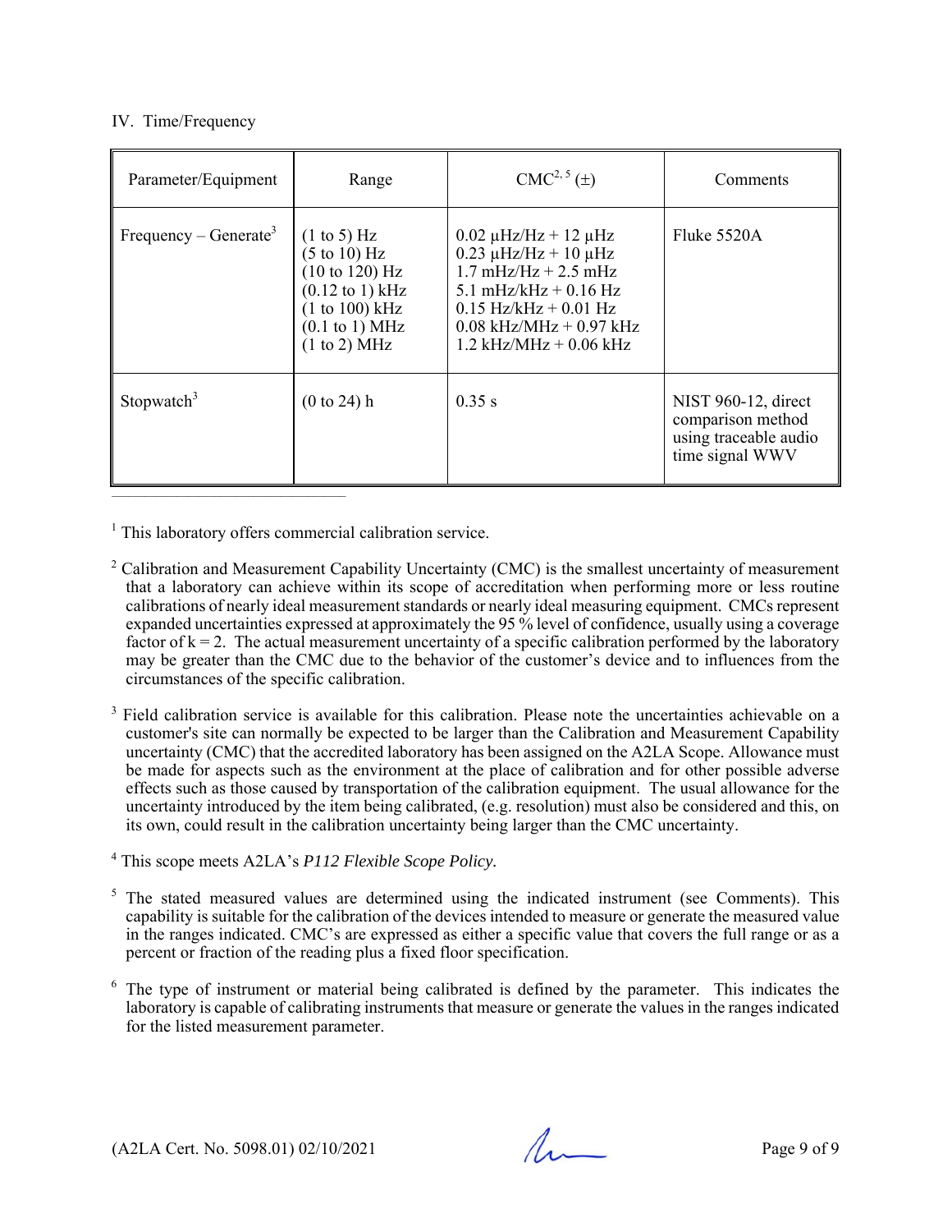IV. Time/Frequency

| Parameter/Equipment | Range | CMC[2, 5] (±) | Comments |
|---|---|---|---|
| Frequency – Generate[3] | (1 to 5) Hz<br>(5 to 10) Hz<br>(10 to 120) Hz<br>(0.12 to 1) kHz<br>(1 to 100) kHz<br>(0.1 to 1) MHz<br>(1 to 2) MHz | 0.02 µHz/Hz + 12 µHz<br>0.23 µHz/Hz + 10 µHz<br>1.7 mHz/Hz + 2.5 mHz<br>5.1 mHz/kHz + 0.16 Hz<br>0.15 Hz/kHz + 0.01 Hz<br>0.08 kHz/MHz + 0.97 kHz<br>1.2 kHz/MHz + 0.06 kHz | Fluke 5520A |
| Stopwatch[3] | (0 to 24) h | 0.35 s | NIST 960-12, direct comparison method using traceable audio time signal WWV |

---

[1] This laboratory offers commercial calibration service.

[2] Calibration and Measurement Capability Uncertainty (CMC) is the smallest uncertainty of measurement that a laboratory can achieve within its scope of accreditation when performing more or less routine calibrations of nearly ideal measurement standards or nearly ideal measuring equipment. CMCs represent expanded uncertainties expressed at approximately the 95 % level of confidence, usually using a coverage factor of $k = 2$. The actual measurement uncertainty of a specific calibration performed by the laboratory may be greater than the CMC due to the behavior of the customer's device and to influences from the circumstances of the specific calibration.

[3] Field calibration service is available for this calibration. Please note the uncertainties achievable on a customer's site can normally be expected to be larger than the Calibration and Measurement Capability uncertainty (CMC) that the accredited laboratory has been assigned on the A2LA Scope. Allowance must be made for aspects such as the environment at the place of calibration and for other possible adverse effects such as those caused by transportation of the calibration equipment. The usual allowance for the uncertainty introduced by the item being calibrated, (e.g. resolution) must also be considered and this, on its own, could result in the calibration uncertainty being larger than the CMC uncertainty.

[4] This scope meets A2LA's *P112 Flexible Scope Policy.*

[5] The stated measured values are determined using the indicated instrument (see Comments). This capability is suitable for the calibration of the devices intended to measure or generate the measured value in the ranges indicated. CMC's are expressed as either a specific value that covers the full range or as a percent or fraction of the reading plus a fixed floor specification.

[6] The type of instrument or material being calibrated is defined by the parameter. This indicates the laboratory is capable of calibrating instruments that measure or generate the values in the ranges indicated for the listed measurement parameter.

(A2LA Cert. No. 5098.01) 02/10/2021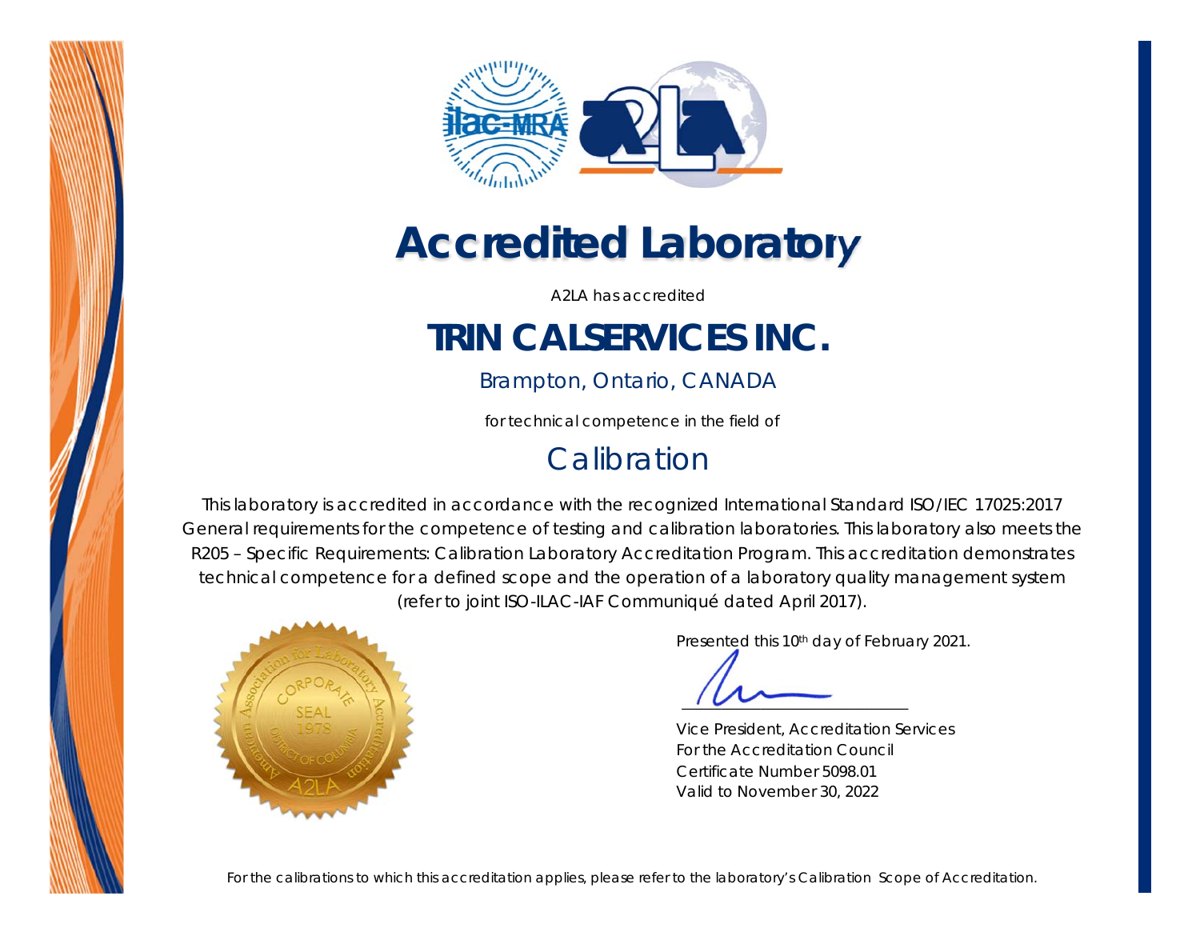# Accredited Laboratory

A2LA has accredited

## TRIN CALSERVICES INC.

Brampton, Ontario, CANADA

for technical competence in the field of

## Calibration

This laboratory is accredited in accordance with the recognized International Standard ISO/IEC 17025:2017 General requirements for the competence of testing and calibration laboratories. This laboratory also meets the R205 – Specific Requirements: Calibration Laboratory Accreditation Program. This accreditation demonstrates technical competence for a defined scope and the operation of a laboratory quality management system (refer to joint ISO-ILAC-IAF Communiqué dated April 2017).

Presented this 10th day of February 2021.

Vice President, Accreditation Services
For the Accreditation Council
Certificate Number 5098.01
Valid to November 30, 2022

For the calibrations to which this accreditation applies, please refer to the laboratory's Calibration Scope of Accreditation.